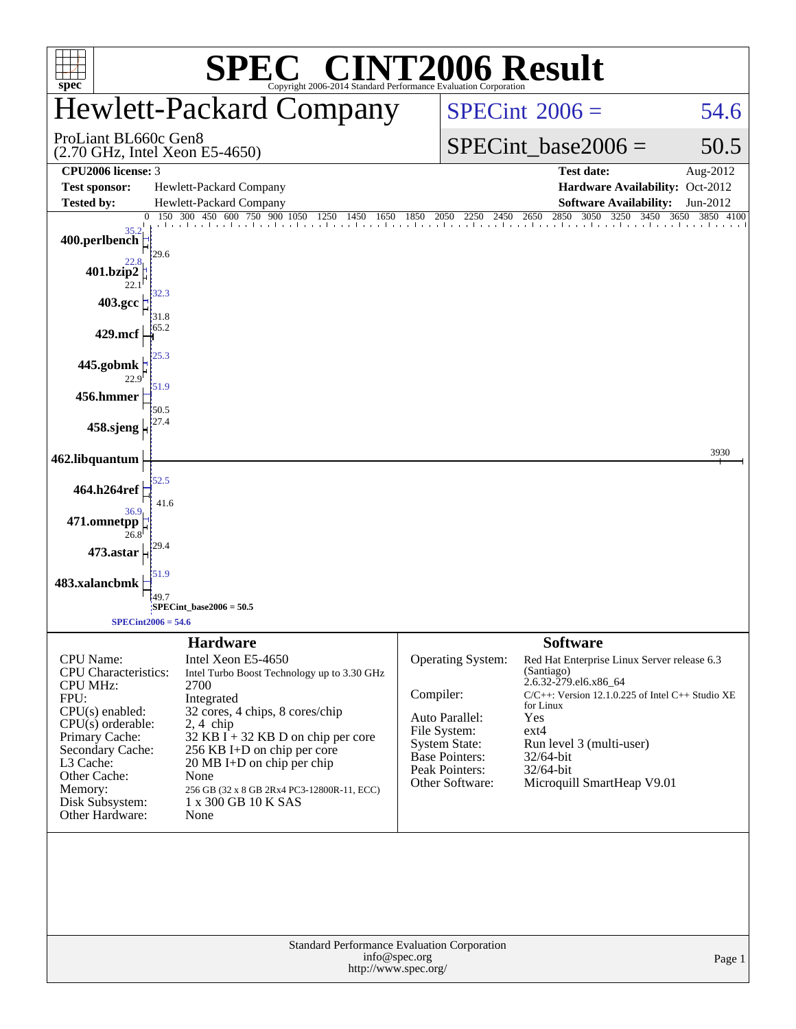# SPEC® CINT2006 Result

Copyright 2006-2014 Standard Performance Evaluation Corporation

## Hewlett-Packard Company

ProLiant BL660c Gen8
(2.70 GHz, Intel Xeon E5-4650)

SPECint 2006 = 54.6

SPECint_base2006 = 50.5

| | | | |
|---|---|---|---|
| **CPU2006 license:** 3 | | **Test date:** | Aug-2012 |
| **Test sponsor:** | Hewlett-Packard Company | **Hardware Availability:** | Oct-2012 |
| **Tested by:** | Hewlett-Packard Company | **Software Availability:** | Jun-2012 |

| Benchmark | Peak | Base |
|---|---|---|
| 400.perlbench | 35.2 | 29.6 |
| 401.bzip2 | 22.8 | 22.1 |
| 403.gcc | 32.3 | 31.8 |
| 429.mcf | 65.2 | 65.2 |
| 445.gobmk | 25.3 | 22.9 |
| 456.hmmer | 51.9 | 50.5 |
| 458.sjeng | 27.4 | |
| 462.libquantum | 3930 | 3930 |
| 464.h264ref | 52.5 | 41.6 |
| 471.omnetpp | 36.9 | 26.8 |
| 473.astar | 29.4 | 29.4 |
| 483.xalancbmk | 51.9 | 49.7 |

SPECint_base2006 = 50.5

SPECint2006 = 54.6

### Hardware

| | |
|---|---|
| CPU Name: | Intel Xeon E5-4650 |
| CPU Characteristics: | Intel Turbo Boost Technology up to 3.30 GHz |
| CPU MHz: | 2700 |
| FPU: | Integrated |
| CPU(s) enabled: | 32 cores, 4 chips, 8 cores/chip |
| CPU(s) orderable: | 2, 4 chip |
| Primary Cache: | 32 KB I + 32 KB D on chip per core |
| Secondary Cache: | 256 KB I+D on chip per core |
| L3 Cache: | 20 MB I+D on chip per chip |
| Other Cache: | None |
| Memory: | 256 GB (32 x 8 GB 2Rx4 PC3-12800R-11, ECC) |
| Disk Subsystem: | 1 x 300 GB 10 K SAS |
| Other Hardware: | None |

### Software

| | |
|---|---|
| Operating System: | Red Hat Enterprise Linux Server release 6.3 (Santiago) 2.6.32-279.el6.x86_64 |
| Compiler: | C/C++: Version 12.1.0.225 of Intel C++ Studio XE for Linux |
| Auto Parallel: | Yes |
| File System: | ext4 |
| System State: | Run level 3 (multi-user) |
| Base Pointers: | 32/64-bit |
| Peak Pointers: | 32/64-bit |
| Other Software: | Microquill SmartHeap V9.01 |

Standard Performance Evaluation Corporation
info@spec.org
http://www.spec.org/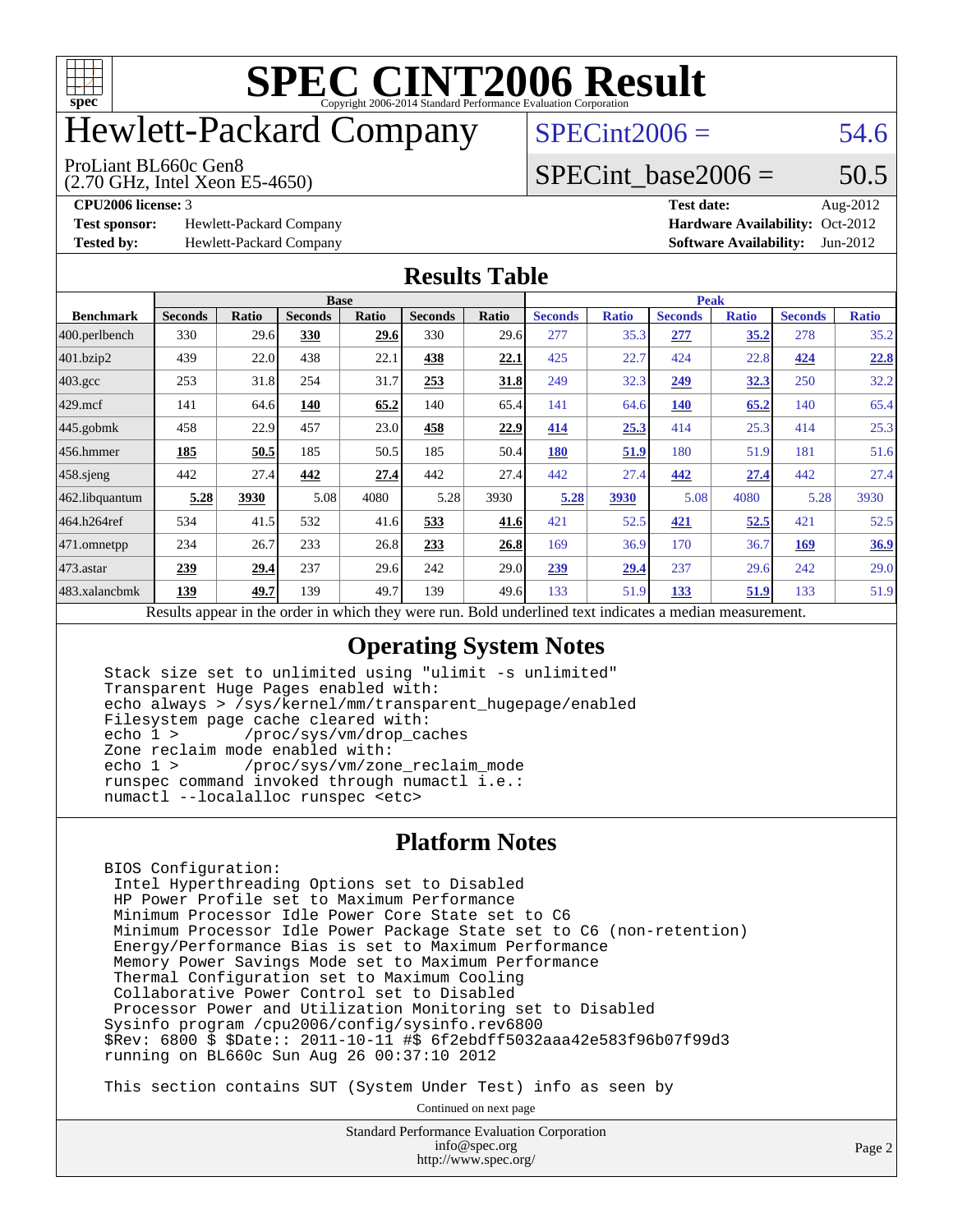# SPEC CINT2006 Result

Copyright 2006-2014 Standard Performance Evaluation Corporation

# Hewlett-Packard Company

ProLiant BL660c Gen8
(2.70 GHz, Intel Xeon E5-4650)

SPECint2006 = 54.6

SPECint_base2006 = 50.5

**CPU2006 license:** 3
**Test sponsor:** Hewlett-Packard Company
**Tested by:** Hewlett-Packard Company

**Test date:** Aug-2012
**Hardware Availability:** Oct-2012
**Software Availability:** Jun-2012

## Results Table

| Benchmark | Base | | | | | | Peak | | | | | |
|---|---|---|---|---|---|---|---|---|---|---|---|---|
| | Seconds | Ratio | Seconds | Ratio | Seconds | Ratio | Seconds | Ratio | Seconds | Ratio | Seconds | Ratio |
| 400.perlbench | 330 | 29.6 | **330** | **29.6** | 330 | 29.6 | 277 | 35.3 | **277** | **35.2** | 278 | 35.2 |
| 401.bzip2 | 439 | 22.0 | 438 | 22.1 | **438** | **22.1** | 425 | 22.7 | 424 | 22.8 | **424** | **22.8** |
| 403.gcc | 253 | 31.8 | 254 | 31.7 | **253** | **31.8** | 249 | 32.3 | **249** | **32.3** | 250 | 32.2 |
| 429.mcf | 141 | 64.6 | **140** | **65.2** | 140 | 65.4 | 141 | 64.6 | **140** | **65.2** | 140 | 65.4 |
| 445.gobmk | 458 | 22.9 | 457 | 23.0 | **458** | **22.9** | **414** | **25.3** | 414 | 25.3 | 414 | 25.3 |
| 456.hmmer | **185** | **50.5** | 185 | 50.5 | 185 | 50.4 | **180** | **51.9** | 180 | 51.9 | 181 | 51.6 |
| 458.sjeng | 442 | 27.4 | **442** | **27.4** | 442 | 27.4 | 442 | 27.4 | **442** | **27.4** | 442 | 27.4 |
| 462.libquantum | **5.28** | **3930** | 5.08 | 4080 | 5.28 | 3930 | **5.28** | **3930** | 5.08 | 4080 | 5.28 | 3930 |
| 464.h264ref | 534 | 41.5 | 532 | 41.6 | **533** | **41.6** | 421 | 52.5 | **421** | **52.5** | 421 | 52.5 |
| 471.omnetpp | 234 | 26.7 | 233 | 26.8 | **233** | **26.8** | 169 | 36.9 | 170 | 36.7 | **169** | **36.9** |
| 473.astar | **239** | **29.4** | 237 | 29.6 | 242 | 29.0 | **239** | **29.4** | 237 | 29.6 | 242 | 29.0 |
| 483.xalancbmk | **139** | **49.7** | 139 | 49.7 | 139 | 49.6 | 133 | 51.9 | **133** | **51.9** | 133 | 51.9 |

Results appear in the order in which they were run. Bold underlined text indicates a median measurement.

## Operating System Notes

```
Stack size set to unlimited using "ulimit -s unlimited"
Transparent Huge Pages enabled with:
echo always > /sys/kernel/mm/transparent_hugepage/enabled
Filesystem page cache cleared with:
echo 1 >       /proc/sys/vm/drop_caches
Zone reclaim mode enabled with:
echo 1 >       /proc/sys/vm/zone_reclaim_mode
runspec command invoked through numactl i.e.:
numactl --localalloc runspec <etc>
```

## Platform Notes

```
BIOS Configuration:
 Intel Hyperthreading Options set to Disabled
 HP Power Profile set to Maximum Performance
 Minimum Processor Idle Power Core State set to C6
 Minimum Processor Idle Power Package State set to C6 (non-retention)
 Energy/Performance Bias is set to Maximum Performance
 Memory Power Savings Mode set to Maximum Performance
 Thermal Configuration set to Maximum Cooling
 Collaborative Power Control set to Disabled
 Processor Power and Utilization Monitoring set to Disabled
Sysinfo program /cpu2006/config/sysinfo.rev6800
$Rev: 6800 $ $Date:: 2011-10-11 #$ 6f2ebdff5032aaa42e583f96b07f99d3
running on BL660c Sun Aug 26 00:37:10 2012

This section contains SUT (System Under Test) info as seen by
```

Continued on next page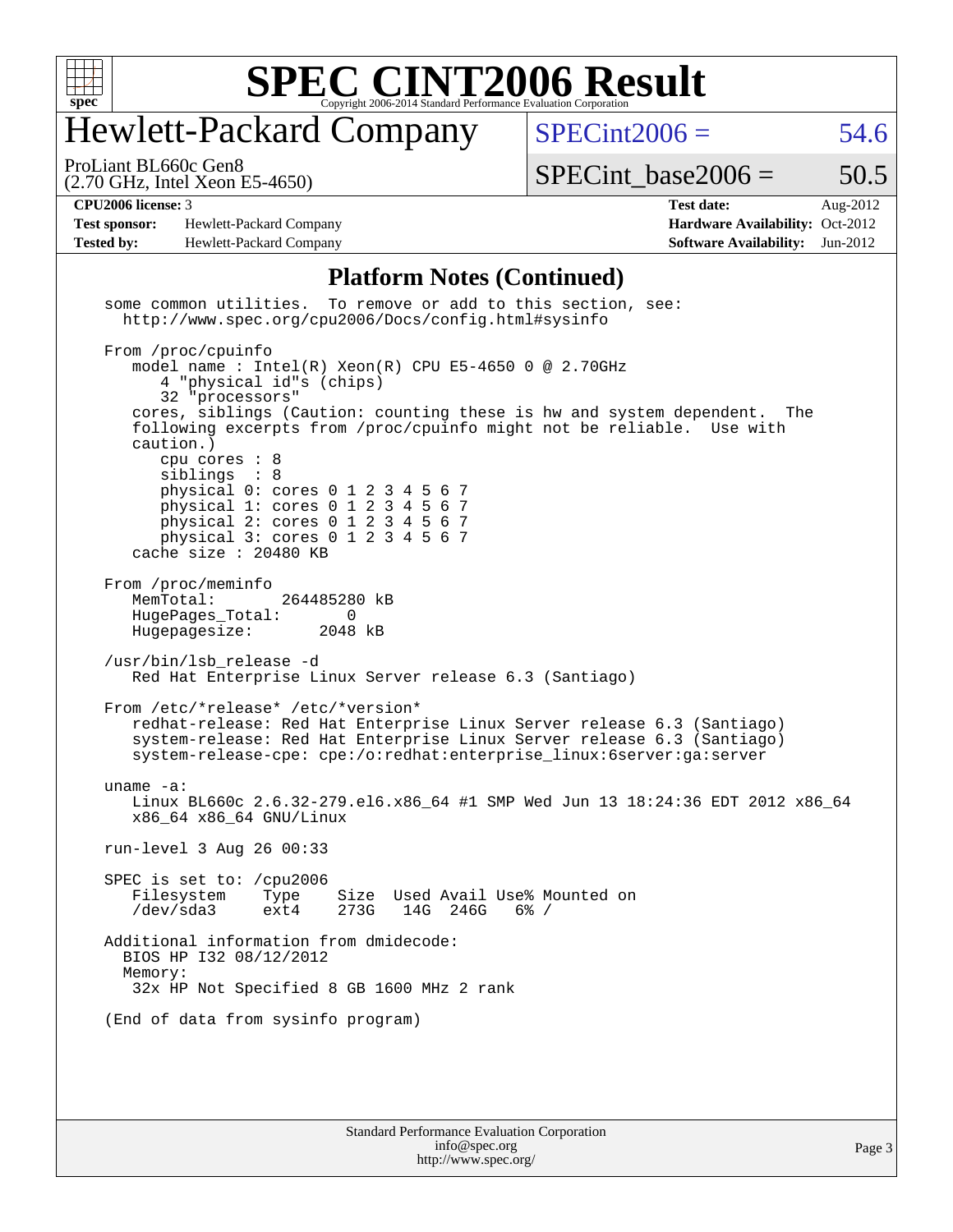# SPEC CINT2006 Result

Copyright 2006-2014 Standard Performance Evaluation Corporation

## Hewlett-Packard Company

ProLiant BL660c Gen8
(2.70 GHz, Intel Xeon E5-4650)

SPECint2006 = 54.6

SPECint_base2006 = 50.5

| | | | |
|---|---|---|---|
| **CPU2006 license:** 3 | | **Test date:** | Aug-2012 |
| **Test sponsor:** | Hewlett-Packard Company | **Hardware Availability:** | Oct-2012 |
| **Tested by:** | Hewlett-Packard Company | **Software Availability:** | Jun-2012 |

### Platform Notes (Continued)

```
some common utilities.  To remove or add to this section, see:
  http://www.spec.org/cpu2006/Docs/config.html#sysinfo

From /proc/cpuinfo
   model name : Intel(R) Xeon(R) CPU E5-4650 0 @ 2.70GHz
      4 "physical id"s (chips)
      32 "processors"
   cores, siblings (Caution: counting these is hw and system dependent.  The
   following excerpts from /proc/cpuinfo might not be reliable.  Use with
   caution.)
      cpu cores : 8
      siblings  : 8
      physical 0: cores 0 1 2 3 4 5 6 7
      physical 1: cores 0 1 2 3 4 5 6 7
      physical 2: cores 0 1 2 3 4 5 6 7
      physical 3: cores 0 1 2 3 4 5 6 7
   cache size : 20480 KB

From /proc/meminfo
   MemTotal:       264485280 kB
   HugePages_Total:       0
   Hugepagesize:       2048 kB

/usr/bin/lsb_release -d
   Red Hat Enterprise Linux Server release 6.3 (Santiago)

From /etc/*release* /etc/*version*
   redhat-release: Red Hat Enterprise Linux Server release 6.3 (Santiago)
   system-release: Red Hat Enterprise Linux Server release 6.3 (Santiago)
   system-release-cpe: cpe:/o:redhat:enterprise_linux:6server:ga:server

uname -a:
   Linux BL660c 2.6.32-279.el6.x86_64 #1 SMP Wed Jun 13 18:24:36 EDT 2012 x86_64
   x86_64 x86_64 GNU/Linux

run-level 3 Aug 26 00:33

SPEC is set to: /cpu2006
   Filesystem    Type    Size  Used Avail Use% Mounted on
   /dev/sda3     ext4    273G   14G  246G   6% /

Additional information from dmidecode:
  BIOS HP I32 08/12/2012
  Memory:
   32x HP Not Specified 8 GB 1600 MHz 2 rank

(End of data from sysinfo program)
```

Standard Performance Evaluation Corporation
info@spec.org
http://www.spec.org/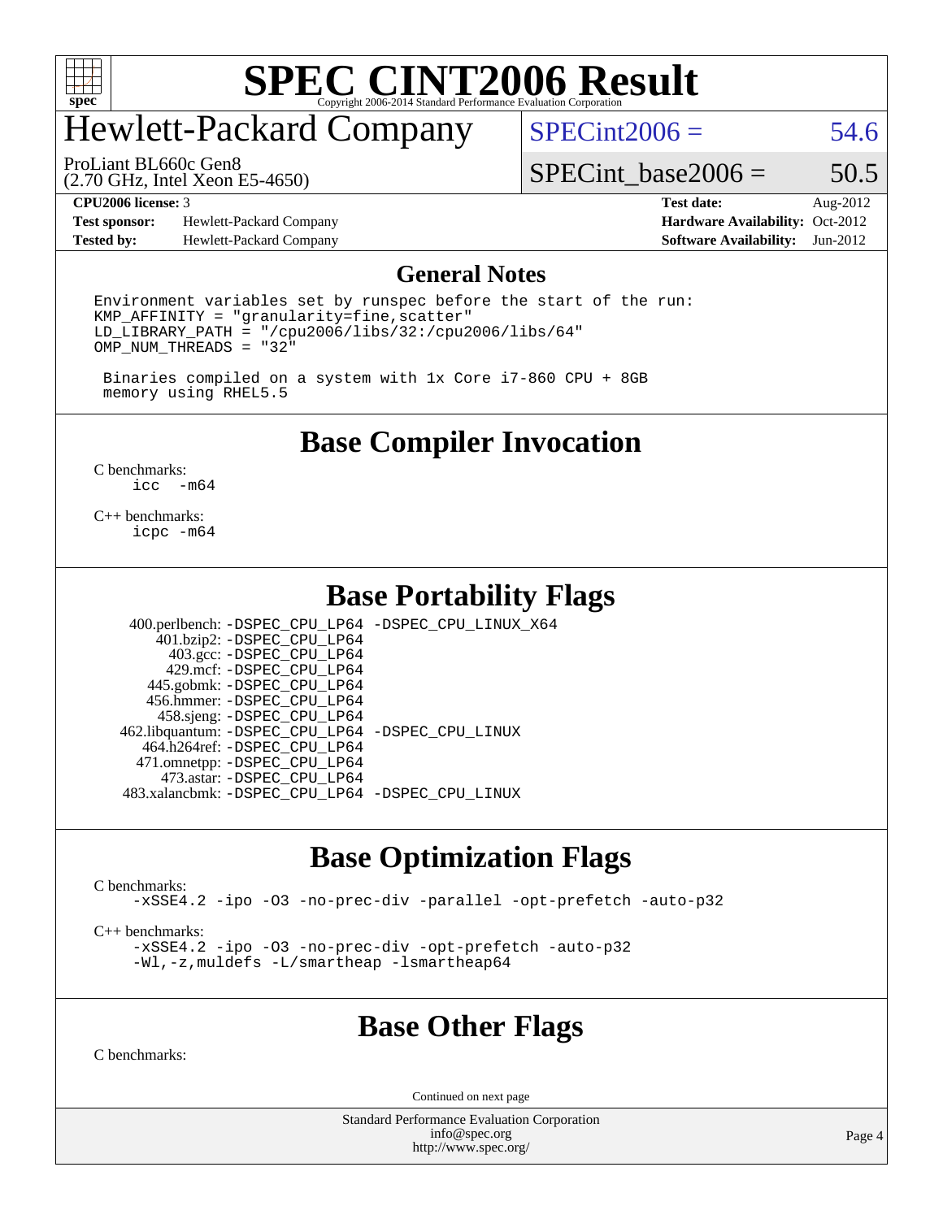# SPEC CINT2006 Result

## Hewlett-Packard Company

ProLiant BL660c Gen8
(2.70 GHz, Intel Xeon E5-4650)

SPECint2006 = 54.6

SPECint_base2006 = 50.5

| | | | |
|---|---|---|---|
| **CPU2006 license:** 3 | | **Test date:** | Aug-2012 |
| **Test sponsor:** | Hewlett-Packard Company | **Hardware Availability:** | Oct-2012 |
| **Tested by:** | Hewlett-Packard Company | **Software Availability:** | Jun-2012 |

## General Notes

```
Environment variables set by runspec before the start of the run:
KMP_AFFINITY = "granularity=fine,scatter"
LD_LIBRARY_PATH = "/cpu2006/libs/32:/cpu2006/libs/64"
OMP_NUM_THREADS = "32"

 Binaries compiled on a system with 1x Core i7-860 CPU + 8GB
 memory using RHEL5.5
```

## Base Compiler Invocation

C benchmarks:
```
icc  -m64
```

C++ benchmarks:
```
icpc -m64
```

## Base Portability Flags

| | |
|---|---|
| 400.perlbench: | -DSPEC_CPU_LP64 -DSPEC_CPU_LINUX_X64 |
| 401.bzip2: | -DSPEC_CPU_LP64 |
| 403.gcc: | -DSPEC_CPU_LP64 |
| 429.mcf: | -DSPEC_CPU_LP64 |
| 445.gobmk: | -DSPEC_CPU_LP64 |
| 456.hmmer: | -DSPEC_CPU_LP64 |
| 458.sjeng: | -DSPEC_CPU_LP64 |
| 462.libquantum: | -DSPEC_CPU_LP64 -DSPEC_CPU_LINUX |
| 464.h264ref: | -DSPEC_CPU_LP64 |
| 471.omnetpp: | -DSPEC_CPU_LP64 |
| 473.astar: | -DSPEC_CPU_LP64 |
| 483.xalancbmk: | -DSPEC_CPU_LP64 -DSPEC_CPU_LINUX |

## Base Optimization Flags

C benchmarks:
```
-xSSE4.2 -ipo -O3 -no-prec-div -parallel -opt-prefetch -auto-p32
```

C++ benchmarks:
```
-xSSE4.2 -ipo -O3 -no-prec-div -opt-prefetch -auto-p32
-Wl,-z,muldefs -L/smartheap -lsmartheap64
```

## Base Other Flags

C benchmarks:

Continued on next page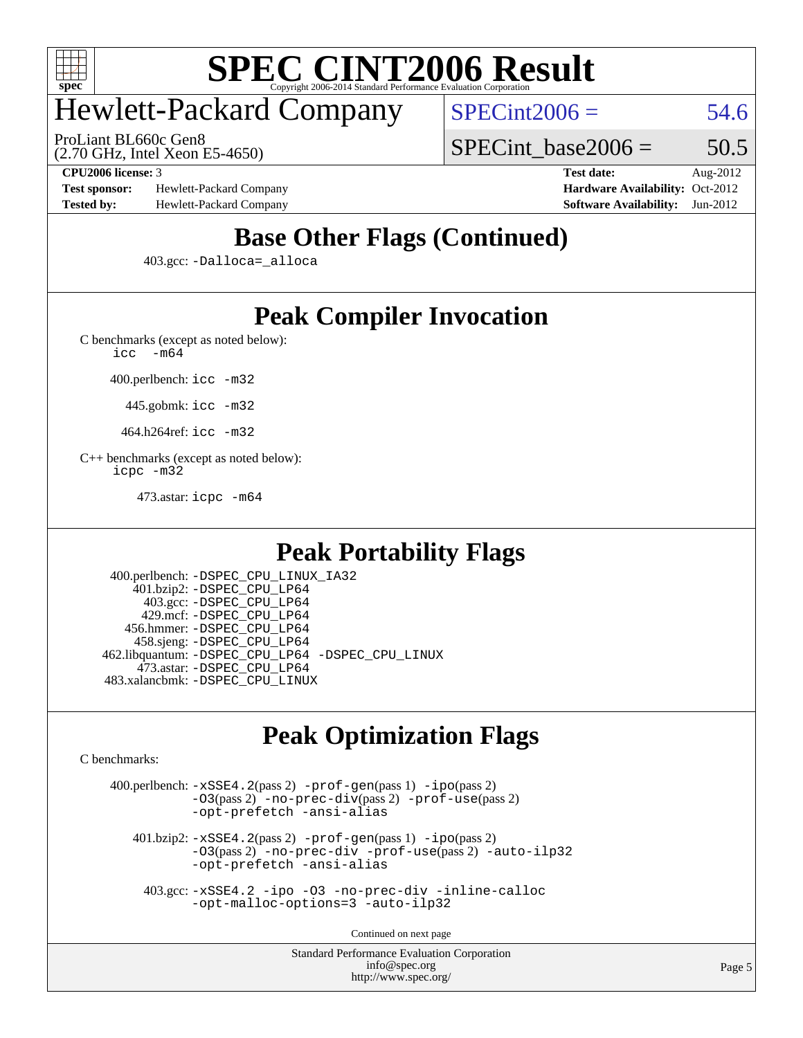# SPEC CINT2006 Result

Copyright 2006-2014 Standard Performance Evaluation Corporation

## Hewlett-Packard Company

ProLiant BL660c Gen8
(2.70 GHz, Intel Xeon E5-4650)

SPECint2006 = 54.6

SPECint_base2006 = 50.5

**CPU2006 license:** 3
**Test sponsor:** Hewlett-Packard Company
**Tested by:** Hewlett-Packard Company

**Test date:** Aug-2012
**Hardware Availability:** Oct-2012
**Software Availability:** Jun-2012

## Base Other Flags (Continued)

403.gcc: -Dalloca=_alloca

## Peak Compiler Invocation

C benchmarks (except as noted below):
icc -m64

400.perlbench: icc -m32

445.gobmk: icc -m32

464.h264ref: icc -m32

C++ benchmarks (except as noted below):
icpc -m32

473.astar: icpc -m64

## Peak Portability Flags

400.perlbench: -DSPEC_CPU_LINUX_IA32
401.bzip2: -DSPEC_CPU_LP64
403.gcc: -DSPEC_CPU_LP64
429.mcf: -DSPEC_CPU_LP64
456.hmmer: -DSPEC_CPU_LP64
458.sjeng: -DSPEC_CPU_LP64
462.libquantum: -DSPEC_CPU_LP64 -DSPEC_CPU_LINUX
473.astar: -DSPEC_CPU_LP64
483.xalancbmk: -DSPEC_CPU_LINUX

## Peak Optimization Flags

C benchmarks:

400.perlbench: -xSSE4.2(pass 2) -prof-gen(pass 1) -ipo(pass 2) -O3(pass 2) -no-prec-div(pass 2) -prof-use(pass 2) -opt-prefetch -ansi-alias

401.bzip2: -xSSE4.2(pass 2) -prof-gen(pass 1) -ipo(pass 2) -O3(pass 2) -no-prec-div -prof-use(pass 2) -auto-ilp32 -opt-prefetch -ansi-alias

403.gcc: -xSSE4.2 -ipo -O3 -no-prec-div -inline-calloc -opt-malloc-options=3 -auto-ilp32

Continued on next page

Standard Performance Evaluation Corporation
info@spec.org
http://www.spec.org/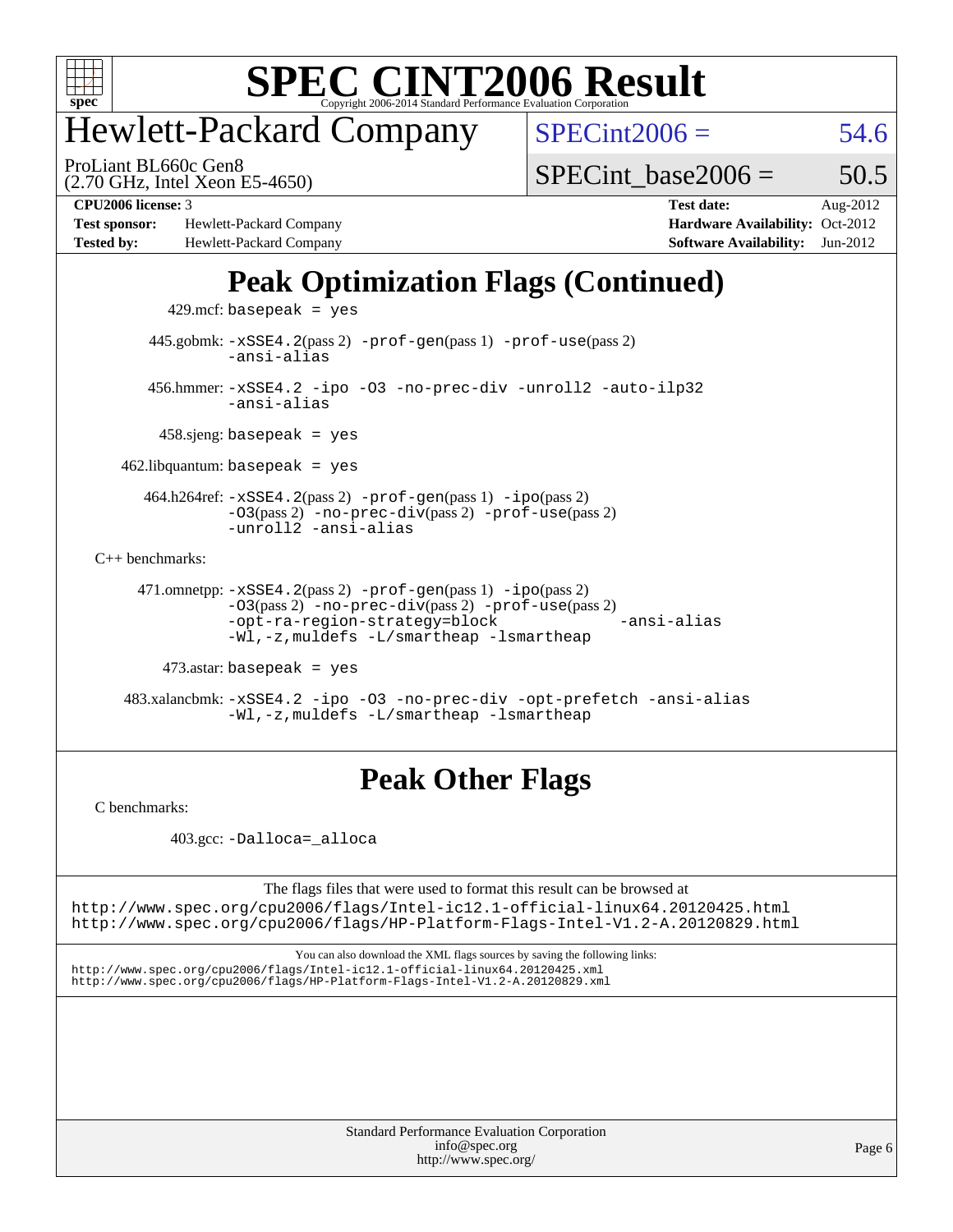# SPEC CINT2006 Result

Copyright 2006-2014 Standard Performance Evaluation Corporation

## Hewlett-Packard Company

ProLiant BL660c Gen8
(2.70 GHz, Intel Xeon E5-4650)

SPECint2006 = 54.6

SPECint_base2006 = 50.5

| | | | |
|---|---|---|---|
| **CPU2006 license:** 3 | | **Test date:** | Aug-2012 |
| **Test sponsor:** | Hewlett-Packard Company | **Hardware Availability:** | Oct-2012 |
| **Tested by:** | Hewlett-Packard Company | **Software Availability:** | Jun-2012 |

## Peak Optimization Flags (Continued)

429.mcf: `basepeak = yes`

445.gobmk: `-xSSE4.2`(pass 2) `-prof-gen`(pass 1) `-prof-use`(pass 2) `-ansi-alias`

456.hmmer: `-xSSE4.2 -ipo -O3 -no-prec-div -unroll2 -auto-ilp32 -ansi-alias`

458.sjeng: `basepeak = yes`

462.libquantum: `basepeak = yes`

464.h264ref: `-xSSE4.2`(pass 2) `-prof-gen`(pass 1) `-ipo`(pass 2) `-O3`(pass 2) `-no-prec-div`(pass 2) `-prof-use`(pass 2) `-unroll2 -ansi-alias`

C++ benchmarks:

471.omnetpp: `-xSSE4.2`(pass 2) `-prof-gen`(pass 1) `-ipo`(pass 2) `-O3`(pass 2) `-no-prec-div`(pass 2) `-prof-use`(pass 2) `-opt-ra-region-strategy=block` `-ansi-alias` `-Wl,-z,muldefs -L/smartheap -lsmartheap`

473.astar: `basepeak = yes`

483.xalancbmk: `-xSSE4.2 -ipo -O3 -no-prec-div -opt-prefetch -ansi-alias -Wl,-z,muldefs -L/smartheap -lsmartheap`

## Peak Other Flags

C benchmarks:

403.gcc: `-Dalloca=_alloca`

The flags files that were used to format this result can be browsed at
http://www.spec.org/cpu2006/flags/Intel-ic12.1-official-linux64.20120425.html
http://www.spec.org/cpu2006/flags/HP-Platform-Flags-Intel-V1.2-A.20120829.html

You can also download the XML flags sources by saving the following links:
http://www.spec.org/cpu2006/flags/Intel-ic12.1-official-linux64.20120425.xml
http://www.spec.org/cpu2006/flags/HP-Platform-Flags-Intel-V1.2-A.20120829.xml

Standard Performance Evaluation Corporation
info@spec.org
http://www.spec.org/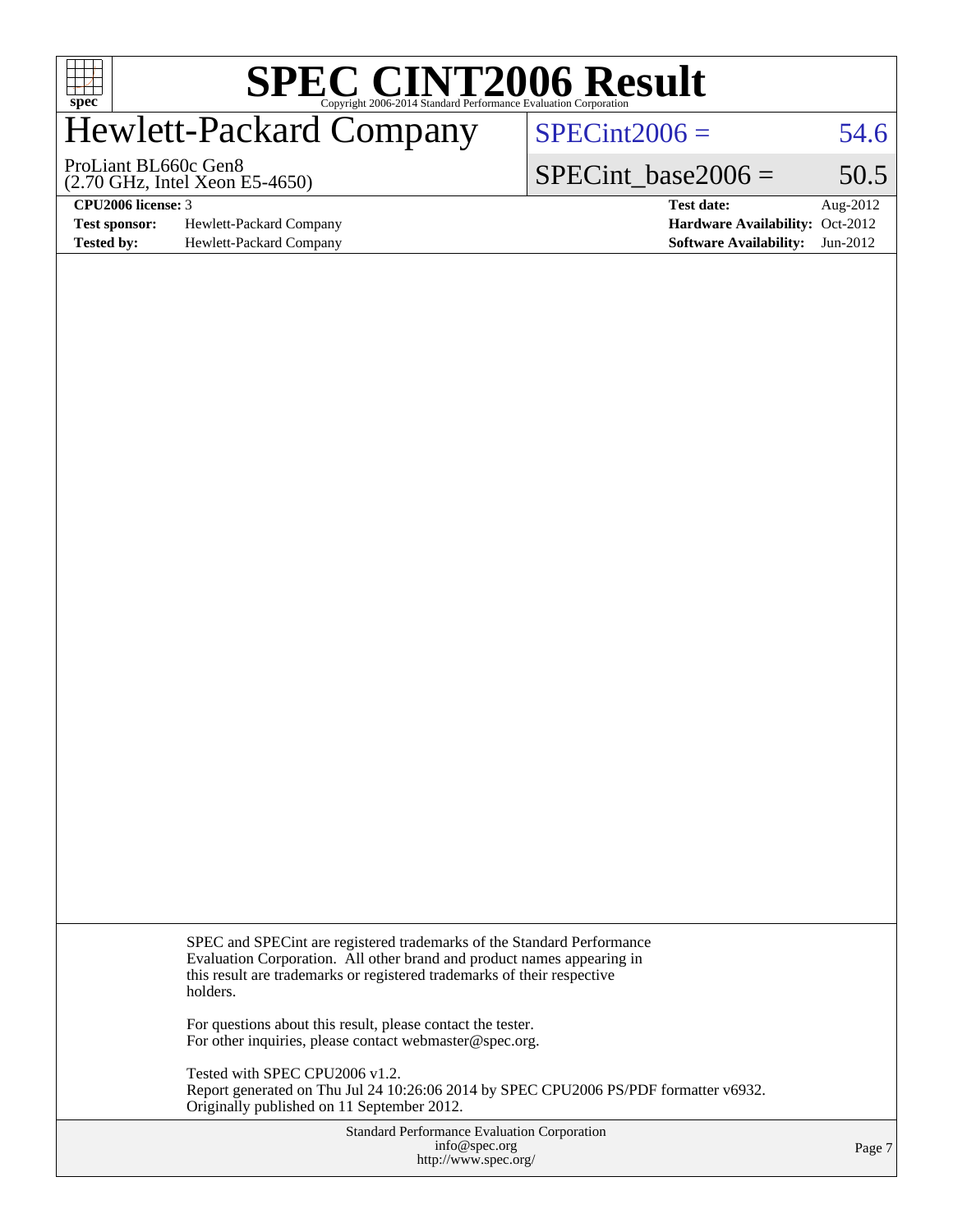SPEC and SPECint are registered trademarks of the Standard Performance Evaluation Corporation. All other brand and product names appearing in this result are trademarks or registered trademarks of their respective holders.

For questions about this result, please contact the tester.
For other inquiries, please contact webmaster@spec.org.

Tested with SPEC CPU2006 v1.2.
Report generated on Thu Jul 24 10:26:06 2014 by SPEC CPU2006 PS/PDF formatter v6932.
Originally published on 11 September 2012.